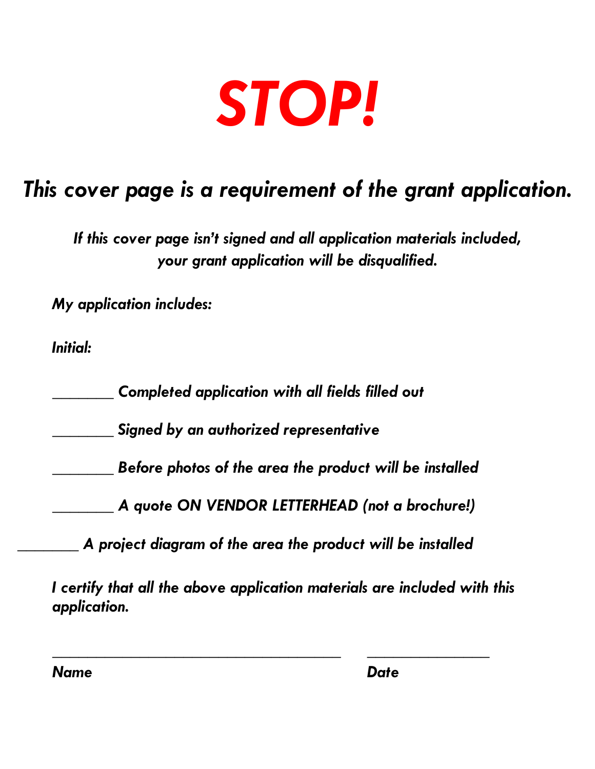# STOP!

## *This cover page is a requirement of the grant application.*

*If this cover page isn't signed and all application materials included, your grant application will be disqualified.*

*My application includes:*

*Initial:*

________ *Completed application with all fields filled out*

________ *Signed by an authorized representative*

________ *Before photos of the area the product will be installed*

________ *A quote ON VENDOR LETTERHEAD (not a brochure!)*

________ *A project diagram of the area the product will be installed*

*I certify that all the above application materials are included with this application.*

______________________________________ ________________

*Name* *Date*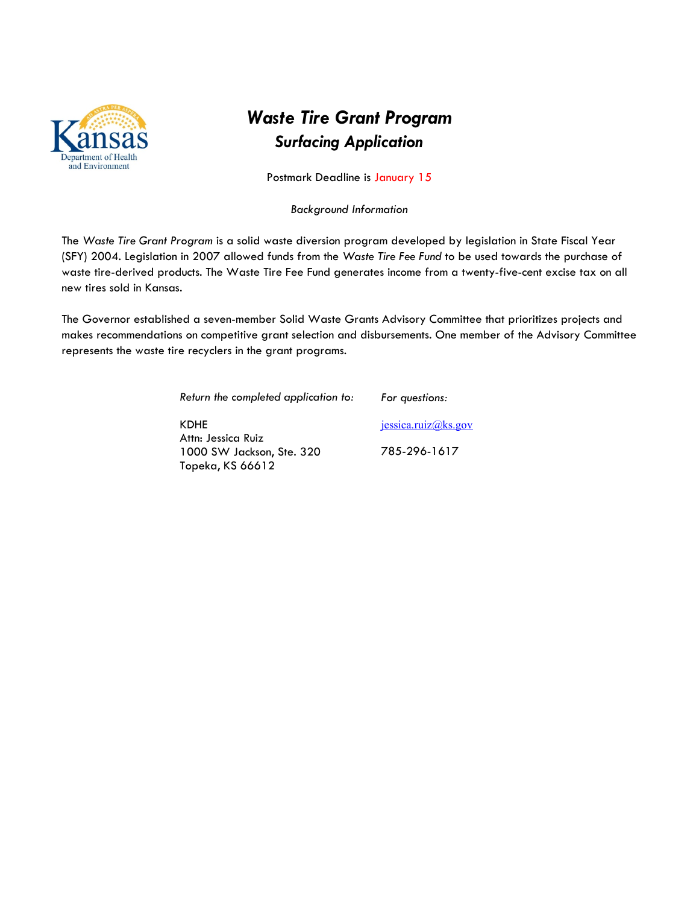# *Waste Tire Grant Program*

## *Surfacing Application*

Postmark Deadline is January 15

*Background Information*

The *Waste Tire Grant Program* is a solid waste diversion program developed by legislation in State Fiscal Year (SFY) 2004. Legislation in 2007 allowed funds from the *Waste Tire Fee Fund* to be used towards the purchase of waste tire-derived products. The Waste Tire Fee Fund generates income from a twenty-five-cent excise tax on all new tires sold in Kansas.

The Governor established a seven-member Solid Waste Grants Advisory Committee that prioritizes projects and makes recommendations on competitive grant selection and disbursements. One member of the Advisory Committee represents the waste tire recyclers in the grant programs.

*Return the completed application to:*

KDHE
Attn: Jessica Ruiz
1000 SW Jackson, Ste. 320
Topeka, KS 66612

*For questions:*

jessica.ruiz@ks.gov

785-296-1617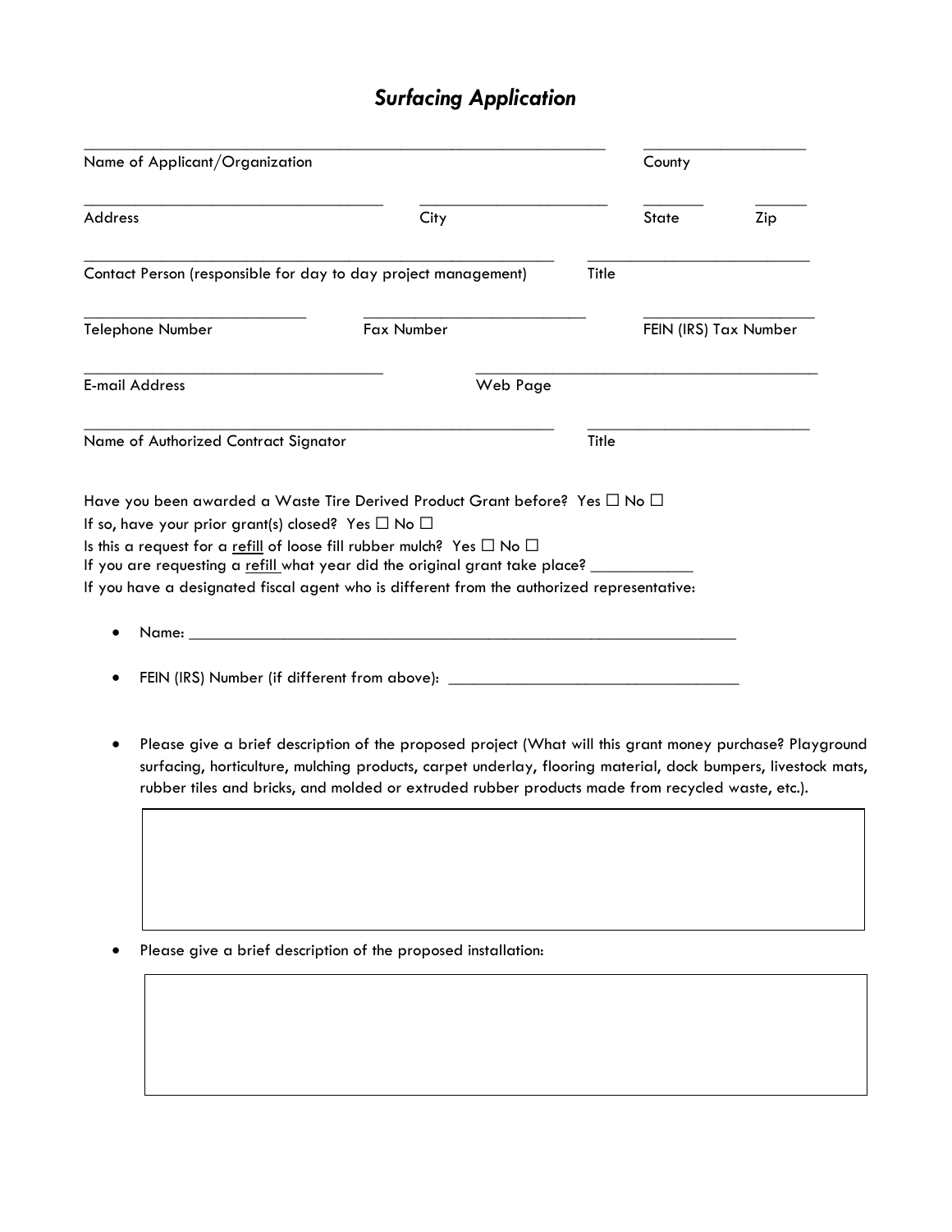# *Surfacing Application*

| | | | |
|---|---|---|---|
| Name of Applicant/Organization | | County | |
| Address | City | State | Zip |
| Contact Person (responsible for day to day project management) | | Title | |
| Telephone Number | Fax Number | FEIN (IRS) Tax Number | |
| E-mail Address | Web Page | | |
| Name of Authorized Contract Signator | | Title | |

Have you been awarded a Waste Tire Derived Product Grant before? Yes ☐ No ☐

If so, have your prior grant(s) closed? Yes ☐ No ☐

Is this a request for a refill of loose fill rubber mulch? Yes ☐ No ☐

If you are requesting a refill what year did the original grant take place? ____________

If you have a designated fiscal agent who is different from the authorized representative:

- Name: ______________________________________________________________
- FEIN (IRS) Number (if different from above): __________________________________
- Please give a brief description of the proposed project (What will this grant money purchase? Playground surfacing, horticulture, mulching products, carpet underlay, flooring material, dock bumpers, livestock mats, rubber tiles and bricks, and molded or extruded rubber products made from recycled waste, etc.).

| |
|---|
| |

- Please give a brief description of the proposed installation:

| |
|---|
| |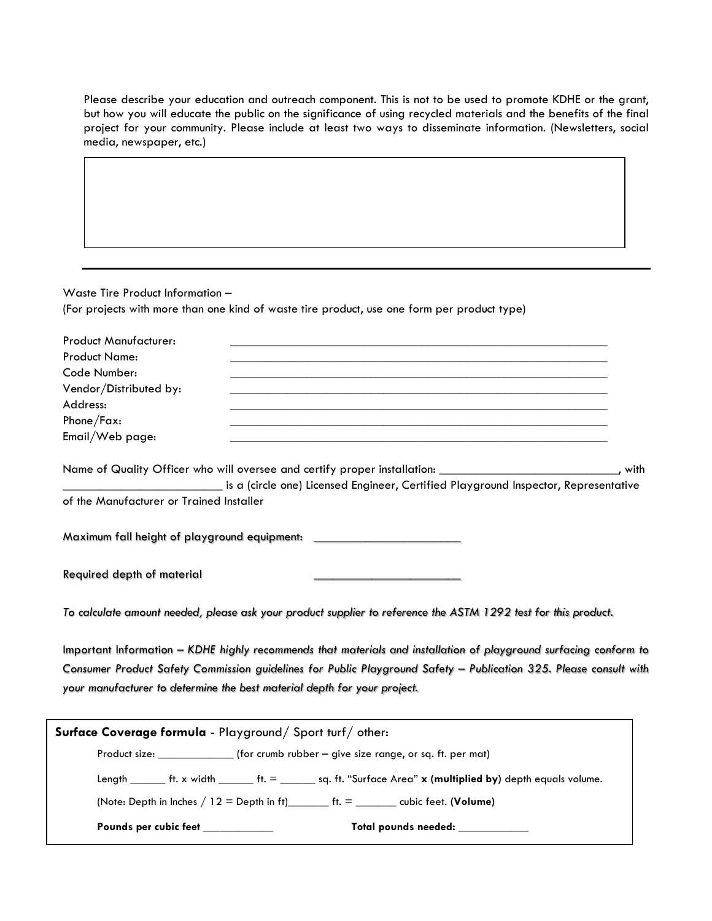Please describe your education and outreach component. This is not to be used to promote KDHE or the grant, but how you will educate the public on the significance of using recycled materials and the benefits of the final project for your community. Please include at least two ways to disseminate information. (Newsletters, social media, newspaper, etc.)

| |
|---|
| |

---

Waste Tire Product Information –
(For projects with more than one kind of waste tire product, use one form per product type)

Product Manufacturer: ____________________________________________________________
Product Name: ____________________________________________________________
Code Number: ____________________________________________________________
Vendor/Distributed by: ____________________________________________________________
Address: ____________________________________________________________
Phone/Fax: ____________________________________________________________
Email/Web page: ____________________________________________________________

Name of Quality Officer who will oversee and certify proper installation: ____________________________, with ________________________ is a (circle one) Licensed Engineer, Certified Playground Inspector, Representative of the Manufacturer or Trained Installer

Maximum fall height of playground equipment: ______________________

Required depth of material ______________________

*To calculate amount needed, please ask your product supplier to reference the ASTM 1292 test for this product.*

Important Information – *KDHE highly recommends that materials and installation of playground surfacing conform to Consumer Product Safety Commission guidelines for Public Playground Safety – Publication 325. Please consult with your manufacturer to determine the best material depth for your project.*

**Surface Coverage formula** - Playground/ Sport turf/ other:

Product size: _____________ (for crumb rubber – give size range, or sq. ft. per mat)

Length ______ ft. x width ______ ft. = ______ sq. ft. "Surface Area" **x (multiplied by)** depth equals volume.

(Note: Depth in Inches / 12 = Depth in ft)_______ ft. = _______ cubic feet. **(Volume)**

**Pounds per cubic feet** ____________ **Total pounds needed:** ____________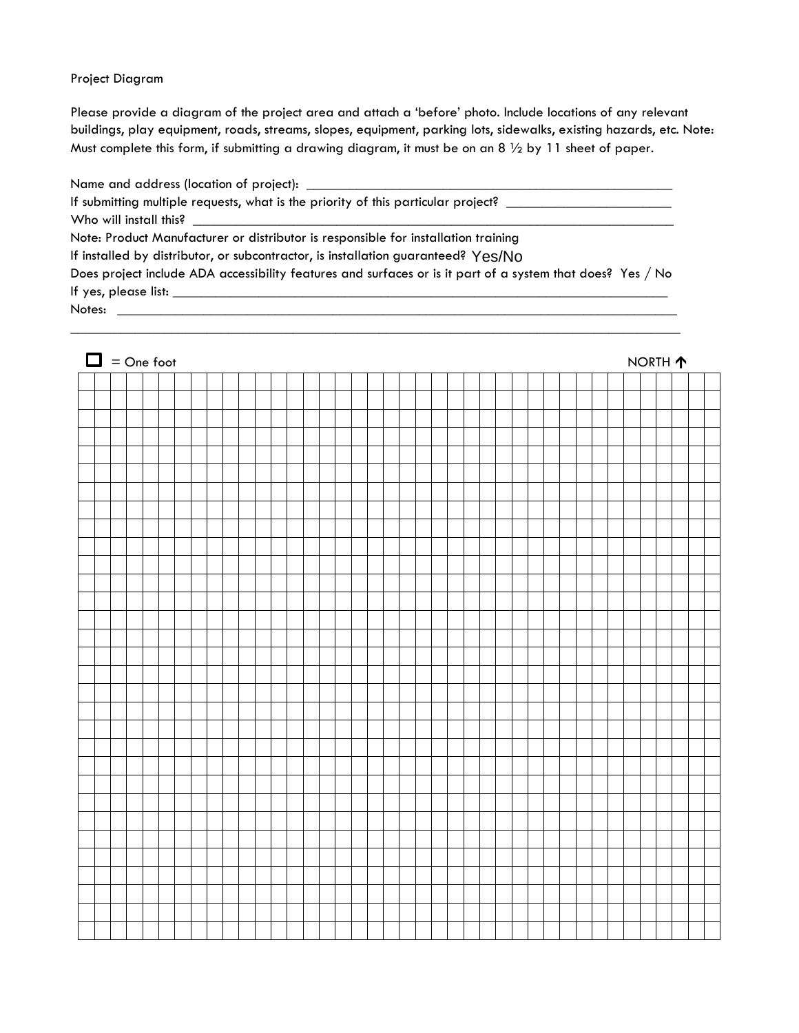Project Diagram

Please provide a diagram of the project area and attach a 'before' photo. Include locations of any relevant buildings, play equipment, roads, streams, slopes, equipment, parking lots, sidewalks, existing hazards, etc. Note: Must complete this form, if submitting a drawing diagram, it must be on an 8 ½ by 11 sheet of paper.

Name and address (location of project): ______________________________________________________

If submitting multiple requests, what is the priority of this particular project? ________________________

Who will install this? ________________________________________________________________________

Note: Product Manufacturer or distributor is responsible for installation training

If installed by distributor, or subcontractor, is installation guaranteed? Yes/No

Does project include ADA accessibility features and surfaces or is it part of a system that does? Yes / No

If yes, please list: ___________________________________________________________________________

Notes: _____________________________________________________________________________________

____________________________________________________________________________________________

☐ = One foot NORTH ↑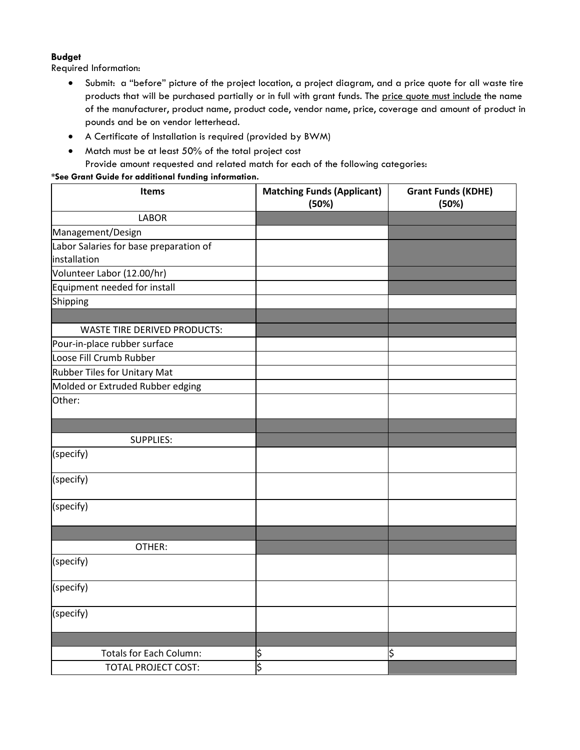**Budget**

Required Information:

- Submit: a "before" picture of the project location, a project diagram, and a price quote for all waste tire products that will be purchased partially or in full with grant funds. The price quote must include the name of the manufacturer, product name, product code, vendor name, price, coverage and amount of product in pounds and be on vendor letterhead.
- A Certificate of Installation is required (provided by BWM)
- Match must be at least 50% of the total project cost

  Provide amount requested and related match for each of the following categories:

**\*See Grant Guide for additional funding information.**

| Items | Matching Funds (Applicant) (50%) | Grant Funds (KDHE) (50%) |
|---|---|---|
| LABOR | | |
| Management/Design | | |
| Labor Salaries for base preparation of installation | | |
| Volunteer Labor (12.00/hr) | | |
| Equipment needed for install | | |
| Shipping | | |
| | | |
| WASTE TIRE DERIVED PRODUCTS: | | |
| Pour-in-place rubber surface | | |
| Loose Fill Crumb Rubber | | |
| Rubber Tiles for Unitary Mat | | |
| Molded or Extruded Rubber edging | | |
| Other: | | |
| | | |
| SUPPLIES: | | |
| (specify) | | |
| (specify) | | |
| (specify) | | |
| | | |
| OTHER: | | |
| (specify) | | |
| (specify) | | |
| (specify) | | |
| | | |
| Totals for Each Column: | $ | $ |
| TOTAL PROJECT COST: | $ | |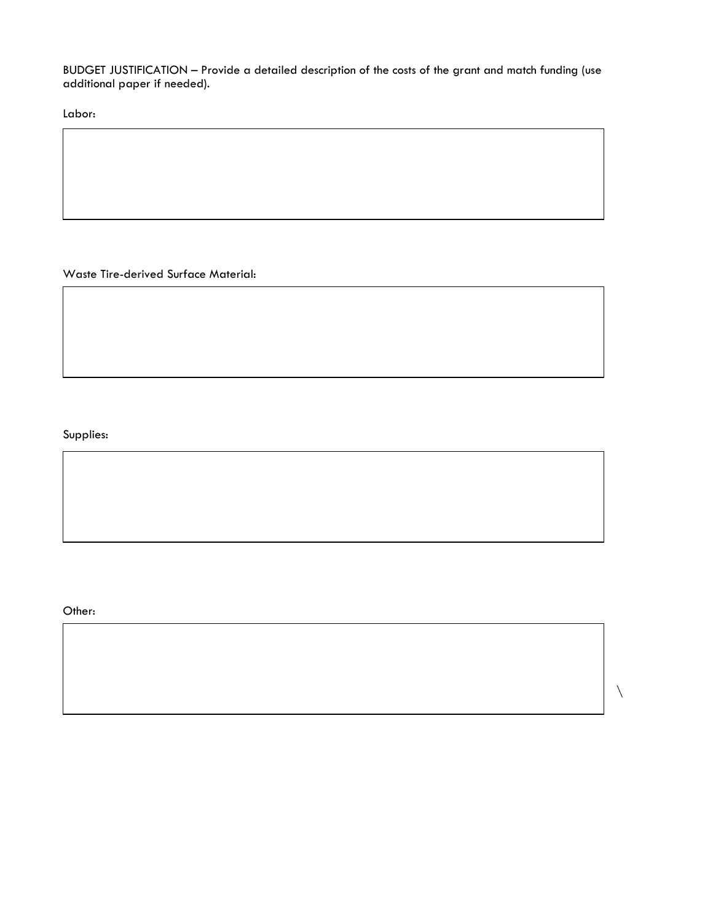BUDGET JUSTIFICATION – Provide a detailed description of the costs of the grant and match funding (use additional paper if needed).

Labor:

|   |
|---|
|   |

Waste Tire-derived Surface Material:

|   |
|---|
|   |

Supplies:

|   |
|---|
|   |

Other:

|   |
|---|
|   |

\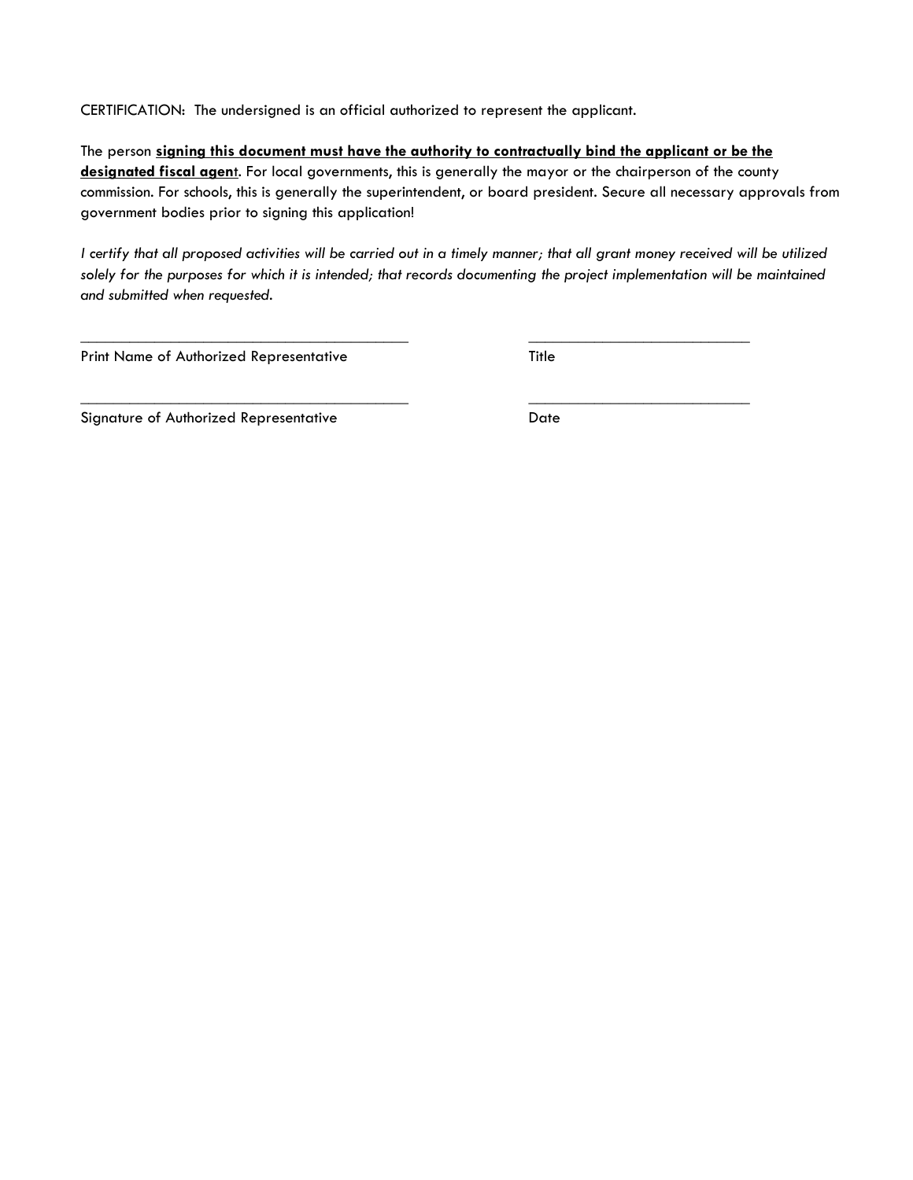CERTIFICATION:  The undersigned is an official authorized to represent the applicant.

The person **signing this document must have the authority to contractually bind the applicant or be the designated fiscal agen**t. For local governments, this is generally the mayor or the chairperson of the county commission. For schools, this is generally the superintendent, or board president. Secure all necessary approvals from government bodies prior to signing this application!

*I certify that all proposed activities will be carried out in a timely manner; that all grant money received will be utilized solely for the purposes for which it is intended; that records documenting the project implementation will be maintained and submitted when requested.*

| | |
|---|---|
| ________________________________________ | ___________________________ |
| Print Name of Authorized Representative | Title |
| ________________________________________ | ___________________________ |
| Signature of Authorized Representative | Date |